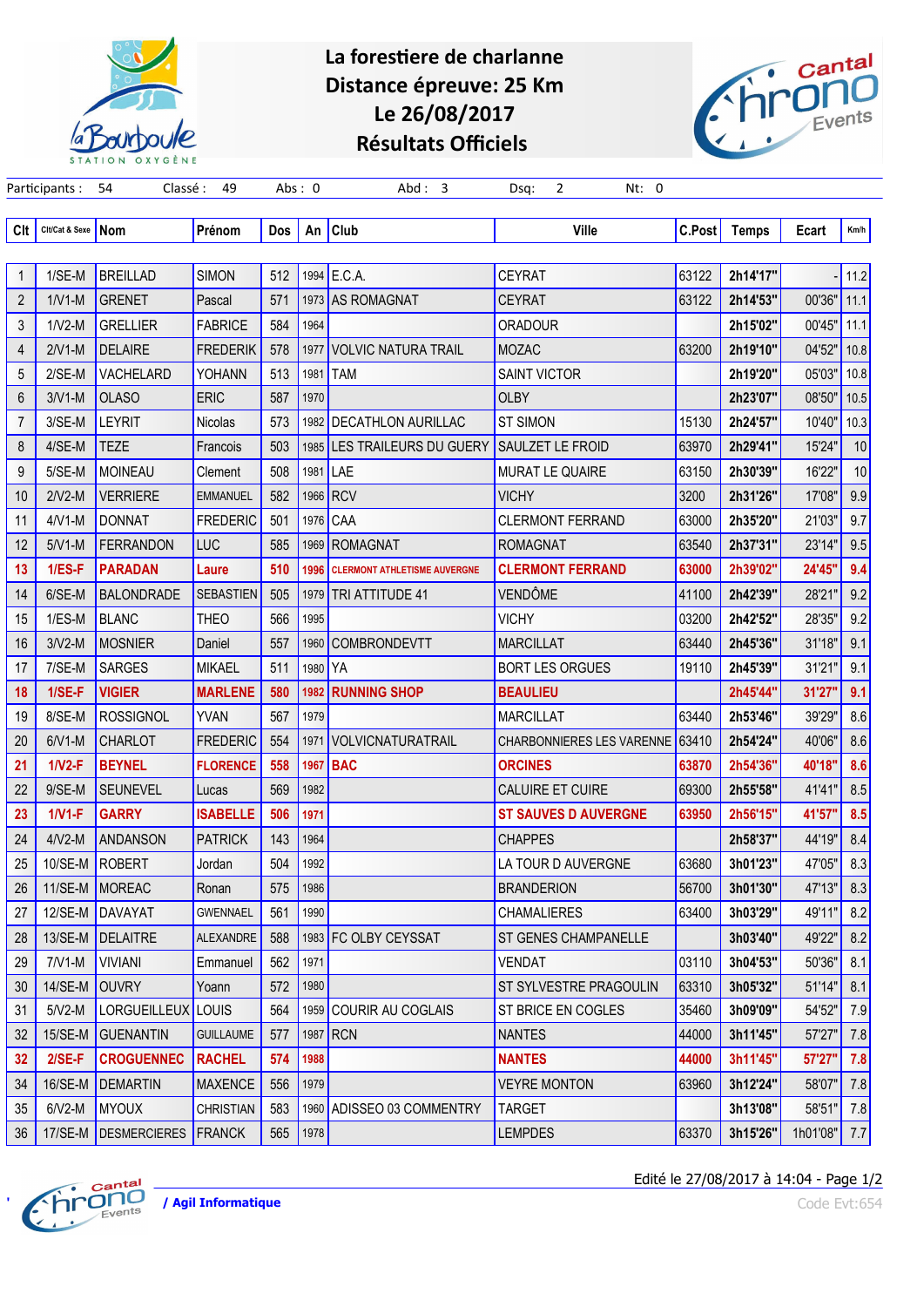# La forestiere de charlanne
## Distance épreuve: 25 Km
## Le 26/08/2017
## Résultats Officiels

Participants : 54 Classé : 49 Abs : 0 Abd : 3 Dsq: 2 Nt: 0

| Clt | Clt/Cat & Sexe | Nom | Prénom | Dos | An | Club | Ville | C.Post | Temps | Ecart | Km/h |
|---|---|---|---|---|---|---|---|---|---|---|---|
| 1 | 1/SE-M | BREILLAD | SIMON | 512 | 1994 | E.C.A. | CEYRAT | 63122 | 2h14'17" | - | 11.2 |
| 2 | 1/V1-M | GRENET | Pascal | 571 | 1973 | AS ROMAGNAT | CEYRAT | 63122 | 2h14'53" | 00'36" | 11.1 |
| 3 | 1/V2-M | GRELLIER | FABRICE | 584 | 1964 | | ORADOUR | | 2h15'02" | 00'45" | 11.1 |
| 4 | 2/V1-M | DELAIRE | FREDERIK | 578 | 1977 | VOLVIC NATURA TRAIL | MOZAC | 63200 | 2h19'10" | 04'52" | 10.8 |
| 5 | 2/SE-M | VACHELARD | YOHANN | 513 | 1981 | TAM | SAINT VICTOR | | 2h19'20" | 05'03" | 10.8 |
| 6 | 3/V1-M | OLASO | ERIC | 587 | 1970 | | OLBY | | 2h23'07" | 08'50" | 10.5 |
| 7 | 3/SE-M | LEYRIT | Nicolas | 573 | 1982 | DECATHLON AURILLAC | ST SIMON | 15130 | 2h24'57" | 10'40" | 10.3 |
| 8 | 4/SE-M | TEZE | Francois | 503 | 1985 | LES TRAILEURS DU GUERY | SAULZET LE FROID | 63970 | 2h29'41" | 15'24" | 10 |
| 9 | 5/SE-M | MOINEAU | Clement | 508 | 1981 | LAE | MURAT LE QUAIRE | 63150 | 2h30'39" | 16'22" | 10 |
| 10 | 2/V2-M | VERRIERE | EMMANUEL | 582 | 1966 | RCV | VICHY | 3200 | 2h31'26" | 17'08" | 9.9 |
| 11 | 4/V1-M | DONNAT | FREDERIC | 501 | 1976 | CAA | CLERMONT FERRAND | 63000 | 2h35'20" | 21'03" | 9.7 |
| 12 | 5/V1-M | FERRANDON | LUC | 585 | 1969 | ROMAGNAT | ROMAGNAT | 63540 | 2h37'31" | 23'14" | 9.5 |
| **13** | **1/ES-F** | **PARADAN** | **Laure** | **510** | **1996** | **CLERMONT ATHLETISME AUVERGNE** | **CLERMONT FERRAND** | **63000** | **2h39'02"** | **24'45"** | **9.4** |
| 14 | 6/SE-M | BALONDRADE | SEBASTIEN | 505 | 1979 | TRI ATTITUDE 41 | VENDÔME | 41100 | 2h42'39" | 28'21" | 9.2 |
| 15 | 1/ES-M | BLANC | THEO | 566 | 1995 | | VICHY | 03200 | 2h42'52" | 28'35" | 9.2 |
| 16 | 3/V2-M | MOSNIER | Daniel | 557 | 1960 | COMBRONDEVTT | MARCILLAT | 63440 | 2h45'36" | 31'18" | 9.1 |
| 17 | 7/SE-M | SARGES | MIKAEL | 511 | 1980 | YA | BORT LES ORGUES | 19110 | 2h45'39" | 31'21" | 9.1 |
| **18** | **1/SE-F** | **VIGIER** | **MARLENE** | **580** | **1982** | **RUNNING SHOP** | **BEAULIEU** | | **2h45'44"** | **31'27"** | **9.1** |
| 19 | 8/SE-M | ROSSIGNOL | YVAN | 567 | 1979 | | MARCILLAT | 63440 | 2h53'46" | 39'29" | 8.6 |
| 20 | 6/V1-M | CHARLOT | FREDERIC | 554 | 1971 | VOLVICNATURATRAIL | CHARBONNIERES LES VARENNE | 63410 | 2h54'24" | 40'06" | 8.6 |
| **21** | **1/V2-F** | **BEYNEL** | **FLORENCE** | **558** | **1967** | **BAC** | **ORCINES** | **63870** | **2h54'36"** | **40'18"** | **8.6** |
| 22 | 9/SE-M | SEUNEVEL | Lucas | 569 | 1982 | | CALUIRE ET CUIRE | 69300 | 2h55'58" | 41'41" | 8.5 |
| **23** | **1/V1-F** | **GARRY** | **ISABELLE** | **506** | **1971** | | **ST SAUVES D AUVERGNE** | **63950** | **2h56'15"** | **41'57"** | **8.5** |
| 24 | 4/V2-M | ANDANSON | PATRICK | 143 | 1964 | | CHAPPES | | 2h58'37" | 44'19" | 8.4 |
| 25 | 10/SE-M | ROBERT | Jordan | 504 | 1992 | | LA TOUR D AUVERGNE | 63680 | 3h01'23" | 47'05" | 8.3 |
| 26 | 11/SE-M | MOREAC | Ronan | 575 | 1986 | | BRANDERION | 56700 | 3h01'30" | 47'13" | 8.3 |
| 27 | 12/SE-M | DAVAYAT | GWENNAEL | 561 | 1990 | | CHAMALIERES | 63400 | 3h03'29" | 49'11" | 8.2 |
| 28 | 13/SE-M | DELAITRE | ALEXANDRE | 588 | 1983 | FC OLBY CEYSSAT | ST GENES CHAMPANELLE | | 3h03'40" | 49'22" | 8.2 |
| 29 | 7/V1-M | VIVIANI | Emmanuel | 562 | 1971 | | VENDAT | 03110 | 3h04'53" | 50'36" | 8.1 |
| 30 | 14/SE-M | OUVRY | Yoann | 572 | 1980 | | ST SYLVESTRE PRAGOULIN | 63310 | 3h05'32" | 51'14" | 8.1 |
| 31 | 5/V2-M | LORGUEILLEUX | LOUIS | 564 | 1959 | COURIR AU COGLAIS | ST BRICE EN COGLES | 35460 | 3h09'09" | 54'52" | 7.9 |
| 32 | 15/SE-M | GUENANTIN | GUILLAUME | 577 | 1987 | RCN | NANTES | 44000 | 3h11'45" | 57'27" | 7.8 |
| **32** | **2/SE-F** | **CROGUENNEC** | **RACHEL** | **574** | **1988** | | **NANTES** | **44000** | **3h11'45"** | **57'27"** | **7.8** |
| 34 | 16/SE-M | DEMARTIN | MAXENCE | 556 | 1979 | | VEYRE MONTON | 63960 | 3h12'24" | 58'07" | 7.8 |
| 35 | 6/V2-M | MYOUX | CHRISTIAN | 583 | 1960 | ADISSEO 03 COMMENTRY | TARGET | | 3h13'08" | 58'51" | 7.8 |
| 36 | 17/SE-M | DESMERCIERES | FRANCK | 565 | 1978 | | LEMPDES | 63370 | 3h15'26" | 1h01'08" | 7.7 |

Edité le 27/08/2017 à 14:04

/ Agil Informatique

Code Evt:654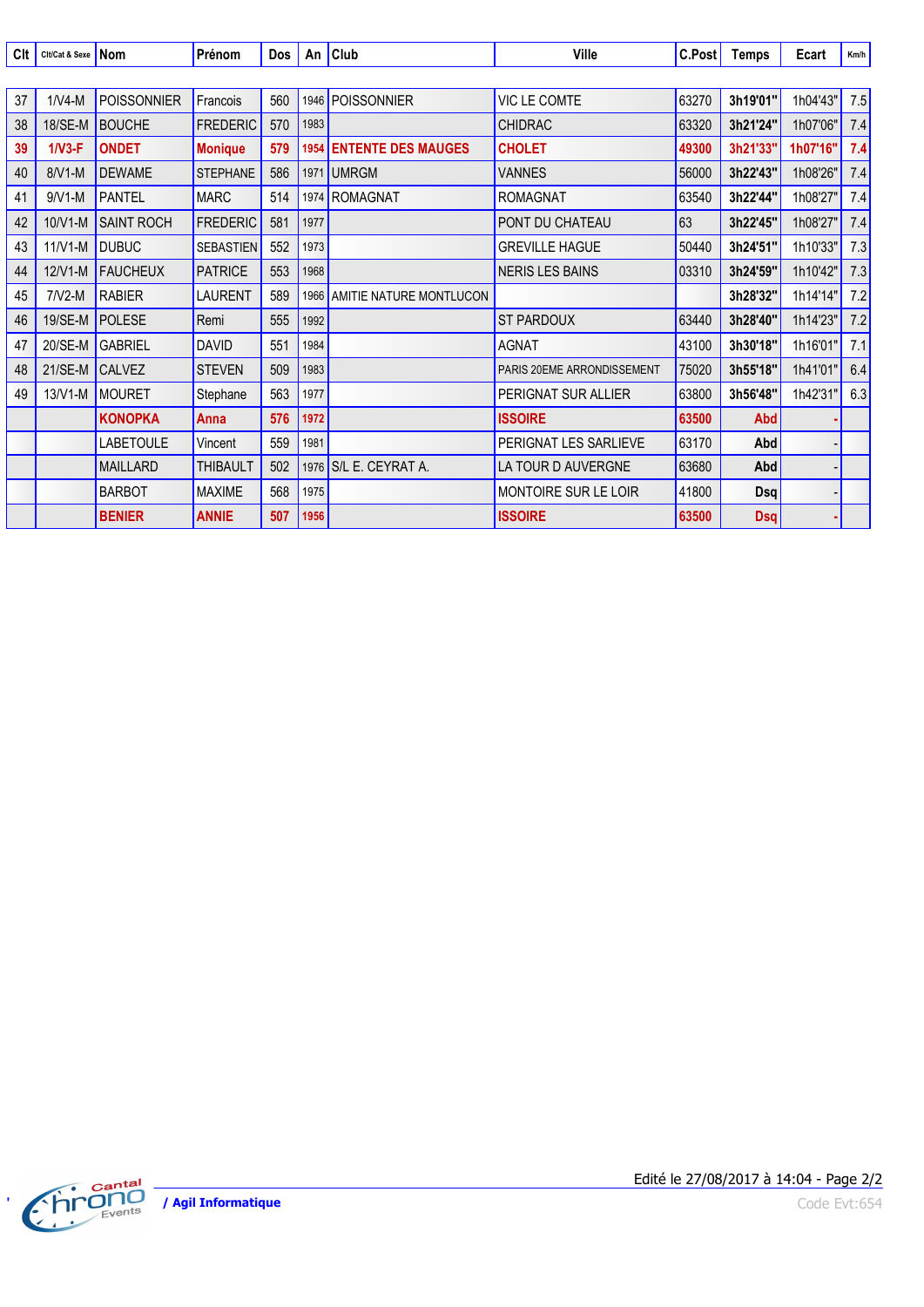| Clt | Clt/Cat & Sexe | Nom | Prénom | Dos | An | Club | Ville | C.Post | Temps | Ecart | Km/h |
|---|---|---|---|---|---|---|---|---|---|---|---|
| 37 | 1/V4-M | POISSONNIER | Francois | 560 | 1946 | POISSONNIER | VIC LE COMTE | 63270 | 3h19'01" | 1h04'43" | 7.5 |
| 38 | 18/SE-M | BOUCHE | FREDERIC | 570 | 1983 | | CHIDRAC | 63320 | 3h21'24" | 1h07'06" | 7.4 |
| 39 | 1/V3-F | ONDET | Monique | 579 | 1954 | ENTENTE DES MAUGES | CHOLET | 49300 | 3h21'33" | 1h07'16" | 7.4 |
| 40 | 8/V1-M | DEWAME | STEPHANE | 586 | 1971 | UMRGM | VANNES | 56000 | 3h22'43" | 1h08'26" | 7.4 |
| 41 | 9/V1-M | PANTEL | MARC | 514 | 1974 | ROMAGNAT | ROMAGNAT | 63540 | 3h22'44" | 1h08'27" | 7.4 |
| 42 | 10/V1-M | SAINT ROCH | FREDERIC | 581 | 1977 | | PONT DU CHATEAU | 63 | 3h22'45" | 1h08'27" | 7.4 |
| 43 | 11/V1-M | DUBUC | SEBASTIEN | 552 | 1973 | | GREVILLE HAGUE | 50440 | 3h24'51" | 1h10'33" | 7.3 |
| 44 | 12/V1-M | FAUCHEUX | PATRICE | 553 | 1968 | | NERIS LES BAINS | 03310 | 3h24'59" | 1h10'42" | 7.3 |
| 45 | 7/V2-M | RABIER | LAURENT | 589 | 1966 | AMITIE NATURE MONTLUCON | | | 3h28'32" | 1h14'14" | 7.2 |
| 46 | 19/SE-M | POLESE | Remi | 555 | 1992 | | ST PARDOUX | 63440 | 3h28'40" | 1h14'23" | 7.2 |
| 47 | 20/SE-M | GABRIEL | DAVID | 551 | 1984 | | AGNAT | 43100 | 3h30'18" | 1h16'01" | 7.1 |
| 48 | 21/SE-M | CALVEZ | STEVEN | 509 | 1983 | | PARIS 20EME ARRONDISSEMENT | 75020 | 3h55'18" | 1h41'01" | 6.4 |
| 49 | 13/V1-M | MOURET | Stephane | 563 | 1977 | | PERIGNAT SUR ALLIER | 63800 | 3h56'48" | 1h42'31" | 6.3 |
| | | KONOPKA | Anna | 576 | 1972 | | ISSOIRE | 63500 | Abd | - | |
| | | LABETOULE | Vincent | 559 | 1981 | | PERIGNAT LES SARLIEVE | 63170 | Abd | - | |
| | | MAILLARD | THIBAULT | 502 | 1976 | S/L E. CEYRAT A. | LA TOUR D AUVERGNE | 63680 | Abd | - | |
| | | BARBOT | MAXIME | 568 | 1975 | | MONTOIRE SUR LE LOIR | 41800 | Dsq | - | |
| | | BENIER | ANNIE | 507 | 1956 | | ISSOIRE | 63500 | Dsq | - | |

Cantal Chrono Events / Agil Informatique

Edité le 27/08/2017 à 14:04

Code Evt:654